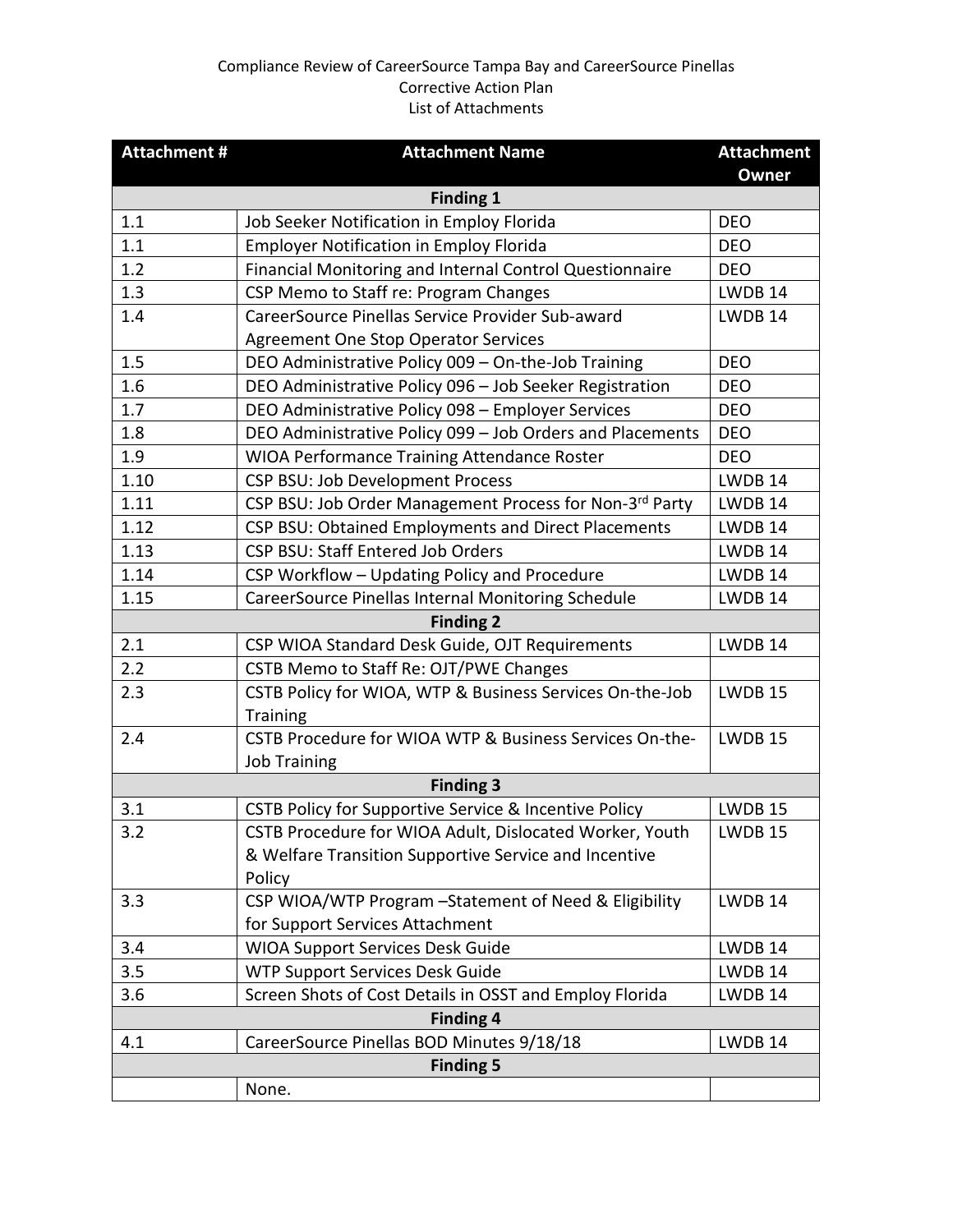Compliance Review of CareerSource Tampa Bay and CareerSource Pinellas

Corrective Action Plan

List of Attachments

| Attachment # | Attachment Name | Attachment Owner |
|---|---|---|
| **Finding 1** | | |
| 1.1 | Job Seeker Notification in Employ Florida | DEO |
| 1.1 | Employer Notification in Employ Florida | DEO |
| 1.2 | Financial Monitoring and Internal Control Questionnaire | DEO |
| 1.3 | CSP Memo to Staff re: Program Changes | LWDB 14 |
| 1.4 | CareerSource Pinellas Service Provider Sub-award Agreement One Stop Operator Services | LWDB 14 |
| 1.5 | DEO Administrative Policy 009 – On-the-Job Training | DEO |
| 1.6 | DEO Administrative Policy 096 – Job Seeker Registration | DEO |
| 1.7 | DEO Administrative Policy 098 – Employer Services | DEO |
| 1.8 | DEO Administrative Policy 099 – Job Orders and Placements | DEO |
| 1.9 | WIOA Performance Training Attendance Roster | DEO |
| 1.10 | CSP BSU: Job Development Process | LWDB 14 |
| 1.11 | CSP BSU: Job Order Management Process for Non-3rd Party | LWDB 14 |
| 1.12 | CSP BSU: Obtained Employments and Direct Placements | LWDB 14 |
| 1.13 | CSP BSU: Staff Entered Job Orders | LWDB 14 |
| 1.14 | CSP Workflow – Updating Policy and Procedure | LWDB 14 |
| 1.15 | CareerSource Pinellas Internal Monitoring Schedule | LWDB 14 |
| **Finding 2** | | |
| 2.1 | CSP WIOA Standard Desk Guide, OJT Requirements | LWDB 14 |
| 2.2 | CSTB Memo to Staff Re: OJT/PWE Changes | |
| 2.3 | CSTB Policy for WIOA, WTP & Business Services On-the-Job Training | LWDB 15 |
| 2.4 | CSTB Procedure for WIOA WTP & Business Services On-the-Job Training | LWDB 15 |
| **Finding 3** | | |
| 3.1 | CSTB Policy for Supportive Service & Incentive Policy | LWDB 15 |
| 3.2 | CSTB Procedure for WIOA Adult, Dislocated Worker, Youth & Welfare Transition Supportive Service and Incentive Policy | LWDB 15 |
| 3.3 | CSP WIOA/WTP Program –Statement of Need & Eligibility for Support Services Attachment | LWDB 14 |
| 3.4 | WIOA Support Services Desk Guide | LWDB 14 |
| 3.5 | WTP Support Services Desk Guide | LWDB 14 |
| 3.6 | Screen Shots of Cost Details in OSST and Employ Florida | LWDB 14 |
| **Finding 4** | | |
| 4.1 | CareerSource Pinellas BOD Minutes 9/18/18 | LWDB 14 |
| **Finding 5** | | |
| | None. | |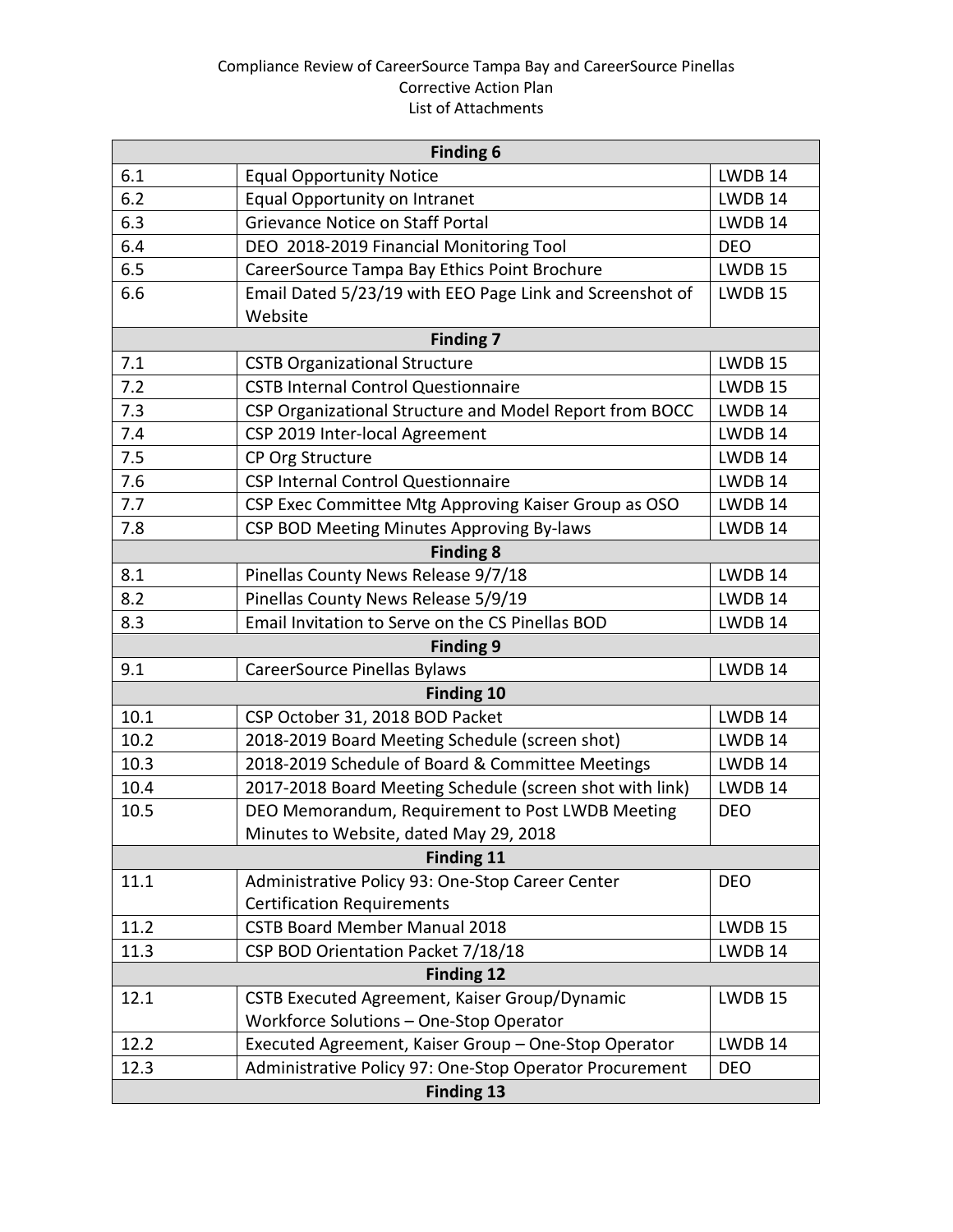Compliance Review of CareerSource Tampa Bay and CareerSource Pinellas
Corrective Action Plan
List of Attachments

| | | |
|---|---|---|
| **Finding 6** | | |
| 6.1 | Equal Opportunity Notice | LWDB 14 |
| 6.2 | Equal Opportunity on Intranet | LWDB 14 |
| 6.3 | Grievance Notice on Staff Portal | LWDB 14 |
| 6.4 | DEO 2018-2019 Financial Monitoring Tool | DEO |
| 6.5 | CareerSource Tampa Bay Ethics Point Brochure | LWDB 15 |
| 6.6 | Email Dated 5/23/19 with EEO Page Link and Screenshot of Website | LWDB 15 |
| **Finding 7** | | |
| 7.1 | CSTB Organizational Structure | LWDB 15 |
| 7.2 | CSTB Internal Control Questionnaire | LWDB 15 |
| 7.3 | CSP Organizational Structure and Model Report from BOCC | LWDB 14 |
| 7.4 | CSP 2019 Inter-local Agreement | LWDB 14 |
| 7.5 | CP Org Structure | LWDB 14 |
| 7.6 | CSP Internal Control Questionnaire | LWDB 14 |
| 7.7 | CSP Exec Committee Mtg Approving Kaiser Group as OSO | LWDB 14 |
| 7.8 | CSP BOD Meeting Minutes Approving By-laws | LWDB 14 |
| **Finding 8** | | |
| 8.1 | Pinellas County News Release 9/7/18 | LWDB 14 |
| 8.2 | Pinellas County News Release 5/9/19 | LWDB 14 |
| 8.3 | Email Invitation to Serve on the CS Pinellas BOD | LWDB 14 |
| **Finding 9** | | |
| 9.1 | CareerSource Pinellas Bylaws | LWDB 14 |
| **Finding 10** | | |
| 10.1 | CSP October 31, 2018 BOD Packet | LWDB 14 |
| 10.2 | 2018-2019 Board Meeting Schedule (screen shot) | LWDB 14 |
| 10.3 | 2018-2019 Schedule of Board & Committee Meetings | LWDB 14 |
| 10.4 | 2017-2018 Board Meeting Schedule (screen shot with link) | LWDB 14 |
| 10.5 | DEO Memorandum, Requirement to Post LWDB Meeting Minutes to Website, dated May 29, 2018 | DEO |
| **Finding 11** | | |
| 11.1 | Administrative Policy 93: One-Stop Career Center Certification Requirements | DEO |
| 11.2 | CSTB Board Member Manual 2018 | LWDB 15 |
| 11.3 | CSP BOD Orientation Packet 7/18/18 | LWDB 14 |
| **Finding 12** | | |
| 12.1 | CSTB Executed Agreement, Kaiser Group/Dynamic Workforce Solutions – One-Stop Operator | LWDB 15 |
| 12.2 | Executed Agreement, Kaiser Group – One-Stop Operator | LWDB 14 |
| 12.3 | Administrative Policy 97: One-Stop Operator Procurement | DEO |
| **Finding 13** | | |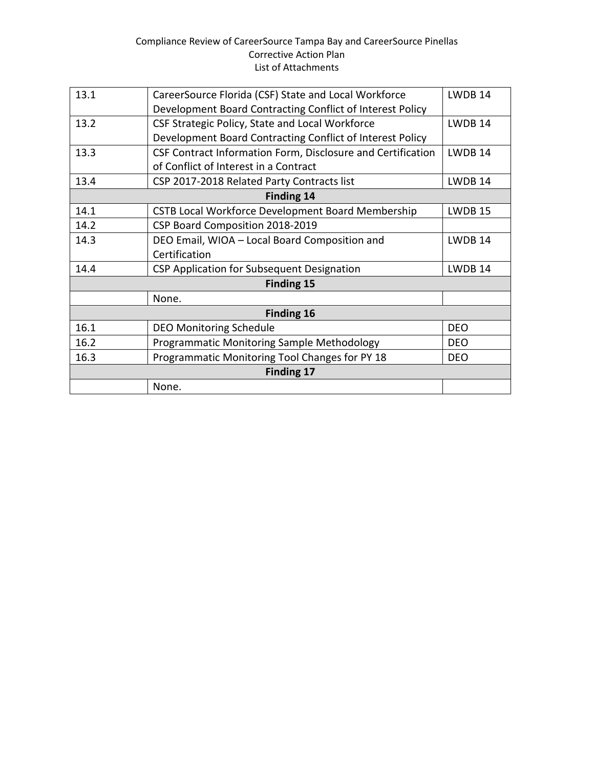Compliance Review of CareerSource Tampa Bay and CareerSource Pinellas
Corrective Action Plan
List of Attachments

| | | |
|---|---|---|
| 13.1 | CareerSource Florida (CSF) State and Local Workforce Development Board Contracting Conflict of Interest Policy | LWDB 14 |
| 13.2 | CSF Strategic Policy, State and Local Workforce Development Board Contracting Conflict of Interest Policy | LWDB 14 |
| 13.3 | CSF Contract Information Form, Disclosure and Certification of Conflict of Interest in a Contract | LWDB 14 |
| 13.4 | CSP 2017-2018 Related Party Contracts list | LWDB 14 |
| **Finding 14** | | |
| 14.1 | CSTB Local Workforce Development Board Membership | LWDB 15 |
| 14.2 | CSP Board Composition 2018-2019 | |
| 14.3 | DEO Email, WIOA – Local Board Composition and Certification | LWDB 14 |
| 14.4 | CSP Application for Subsequent Designation | LWDB 14 |
| **Finding 15** | | |
| | None. | |
| **Finding 16** | | |
| 16.1 | DEO Monitoring Schedule | DEO |
| 16.2 | Programmatic Monitoring Sample Methodology | DEO |
| 16.3 | Programmatic Monitoring Tool Changes for PY 18 | DEO |
| **Finding 17** | | |
| | None. | |